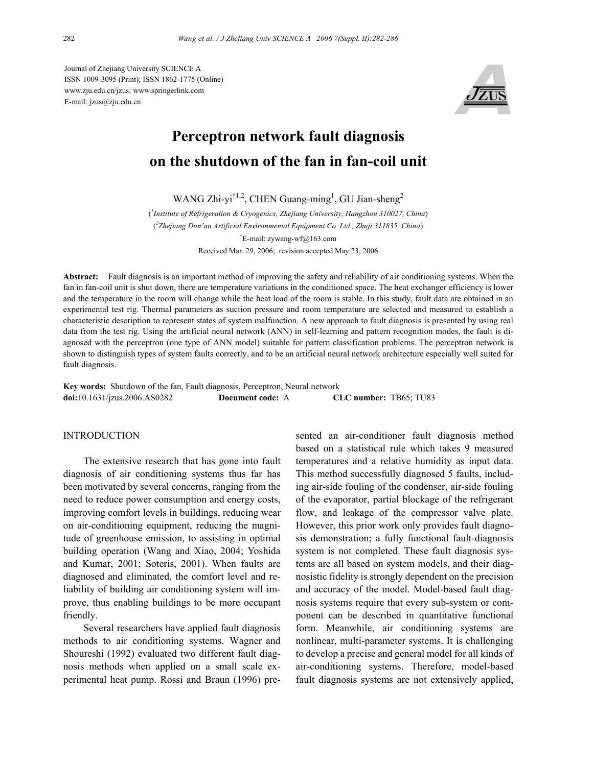Journal of Zhejiang University SCIENCE A
ISSN 1009-3095 (Print); ISSN 1862-1775 (Online)
www.zju.edu.cn/jzus; www.springerlink.com
E-mail: jzus@zju.edu.cn

# Perceptron network fault diagnosis on the shutdown of the fan in fan-coil unit

WANG Zhi-yi[†1,2], CHEN Guang-ming[1], GU Jian-sheng[2]

([1]*Institute of Refrigeration & Cryogenics, Zhejiang University, Hangzhou 310027, China*)
([2]*Zhejiang Dun'an Artificial Environmental Equipment Co. Ltd., Zhuji 311835, China*)
[†]E-mail: zywang-wf@163.com

Received Mar. 29, 2006; revision accepted May 23, 2006

**Abstract:** Fault diagnosis is an important method of improving the safety and reliability of air conditioning systems. When the fan in fan-coil unit is shut down, there are temperature variations in the conditioned space. The heat exchanger efficiency is lower and the temperature in the room will change while the heat load of the room is stable. In this study, fault data are obtained in an experimental test rig. Thermal parameters as suction pressure and room temperature are selected and measured to establish a characteristic description to represent states of system malfunction. A new approach to fault diagnosis is presented by using real data from the test rig. Using the artificial neural network (ANN) in self-learning and pattern recognition modes, the fault is diagnosed with the perceptron (one type of ANN model) suitable for pattern classification problems. The perceptron network is shown to distinguish types of system faults correctly, and to be an artificial neural network architecture especially well suited for fault diagnosis.

**Key words:** Shutdown of the fan, Fault diagnosis, Perceptron, Neural network
**doi:**10.1631/jzus.2006.AS0282 **Document code:** A **CLC number:** TB65; TU83

## INTRODUCTION

The extensive research that has gone into fault diagnosis of air conditioning systems thus far has been motivated by several concerns, ranging from the need to reduce power consumption and energy costs, improving comfort levels in buildings, reducing wear on air-conditioning equipment, reducing the magnitude of greenhouse emission, to assisting in optimal building operation (Wang and Xiao, 2004; Yoshida and Kumar, 2001; Soteris, 2001). When faults are diagnosed and eliminated, the comfort level and reliability of building air conditioning system will improve, thus enabling buildings to be more occupant friendly.

Several researchers have applied fault diagnosis methods to air conditioning systems. Wagner and Shoureshi (1992) evaluated two different fault diagnosis methods when applied on a small scale experimental heat pump. Rossi and Braun (1996) presented an air-conditioner fault diagnosis method based on a statistical rule which takes 9 measured temperatures and a relative humidity as input data. This method successfully diagnosed 5 faults, including air-side fouling of the condenser, air-side fouling of the evaporator, partial blockage of the refrigerant flow, and leakage of the compressor valve plate. However, this prior work only provides fault diagnosis demonstration; a fully functional fault-diagnosis system is not completed. These fault diagnosis systems are all based on system models, and their diagnosistic fidelity is strongly dependent on the precision and accuracy of the model. Model-based fault diagnosis systems require that every sub-system or component can be described in quantitative functional form. Meanwhile, air conditioning systems are nonlinear, multi-parameter systems. It is challenging to develop a precise and general model for all kinds of air-conditioning systems. Therefore, model-based fault diagnosis systems are not extensively applied,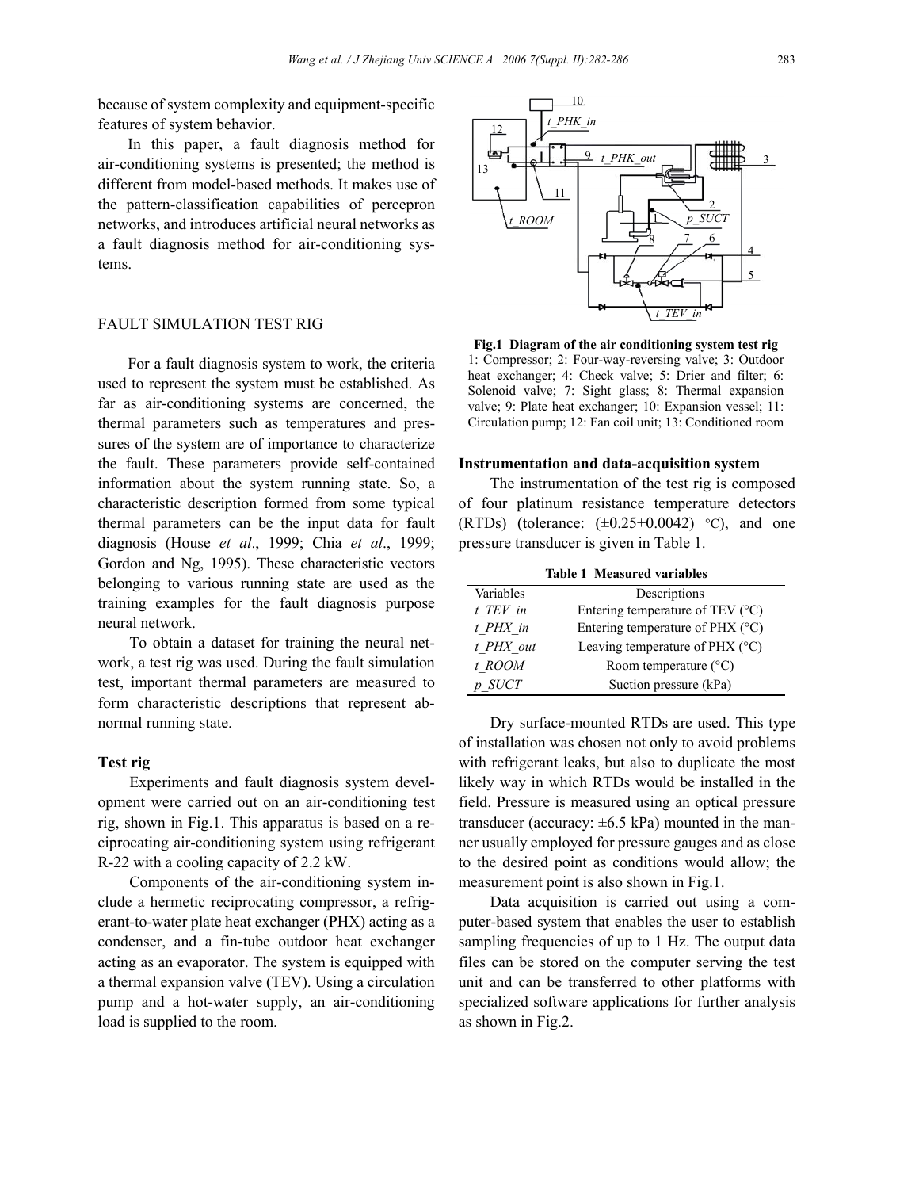because of system complexity and equipment-specific features of system behavior.

In this paper, a fault diagnosis method for air-conditioning systems is presented; the method is different from model-based methods. It makes use of the pattern-classification capabilities of percepron networks, and introduces artificial neural networks as a fault diagnosis method for air-conditioning systems.

## FAULT SIMULATION TEST RIG

For a fault diagnosis system to work, the criteria used to represent the system must be established. As far as air-conditioning systems are concerned, the thermal parameters such as temperatures and pressures of the system are of importance to characterize the fault. These parameters provide self-contained information about the system running state. So, a characteristic description formed from some typical thermal parameters can be the input data for fault diagnosis (House *et al*., 1999; Chia *et al*., 1999; Gordon and Ng, 1995). These characteristic vectors belonging to various running state are used as the training examples for the fault diagnosis purpose neural network.

To obtain a dataset for training the neural network, a test rig was used. During the fault simulation test, important thermal parameters are measured to form characteristic descriptions that represent abnormal running state.

### Test rig

Experiments and fault diagnosis system development were carried out on an air-conditioning test rig, shown in Fig.1. This apparatus is based on a reciprocating air-conditioning system using refrigerant R-22 with a cooling capacity of 2.2 kW.

Components of the air-conditioning system include a hermetic reciprocating compressor, a refrigerant-to-water plate heat exchanger (PHX) acting as a condenser, and a fin-tube outdoor heat exchanger acting as an evaporator. The system is equipped with a thermal expansion valve (TEV). Using a circulation pump and a hot-water supply, an air-conditioning load is supplied to the room.

**Fig.1 Diagram of the air conditioning system test rig**
1: Compressor; 2: Four-way-reversing valve; 3: Outdoor heat exchanger; 4: Check valve; 5: Drier and filter; 6: Solenoid valve; 7: Sight glass; 8: Thermal expansion valve; 9: Plate heat exchanger; 10: Expansion vessel; 11: Circulation pump; 12: Fan coil unit; 13: Conditioned room

### Instrumentation and data-acquisition system

The instrumentation of the test rig is composed of four platinum resistance temperature detectors (RTDs) (tolerance: (±0.25+0.0042) °C), and one pressure transducer is given in Table 1.

**Table 1 Measured variables**

| Variables | Descriptions |
|---|---|
| *t_TEV_in* | Entering temperature of TEV (°C) |
| *t_PHX_in* | Entering temperature of PHX (°C) |
| *t_PHX_out* | Leaving temperature of PHX (°C) |
| *t_ROOM* | Room temperature (°C) |
| *p_SUCT* | Suction pressure (kPa) |

Dry surface-mounted RTDs are used. This type of installation was chosen not only to avoid problems with refrigerant leaks, but also to duplicate the most likely way in which RTDs would be installed in the field. Pressure is measured using an optical pressure transducer (accuracy: ±6.5 kPa) mounted in the manner usually employed for pressure gauges and as close to the desired point as conditions would allow; the measurement point is also shown in Fig.1.

Data acquisition is carried out using a computer-based system that enables the user to establish sampling frequencies of up to 1 Hz. The output data files can be stored on the computer serving the test unit and can be transferred to other platforms with specialized software applications for further analysis as shown in Fig.2.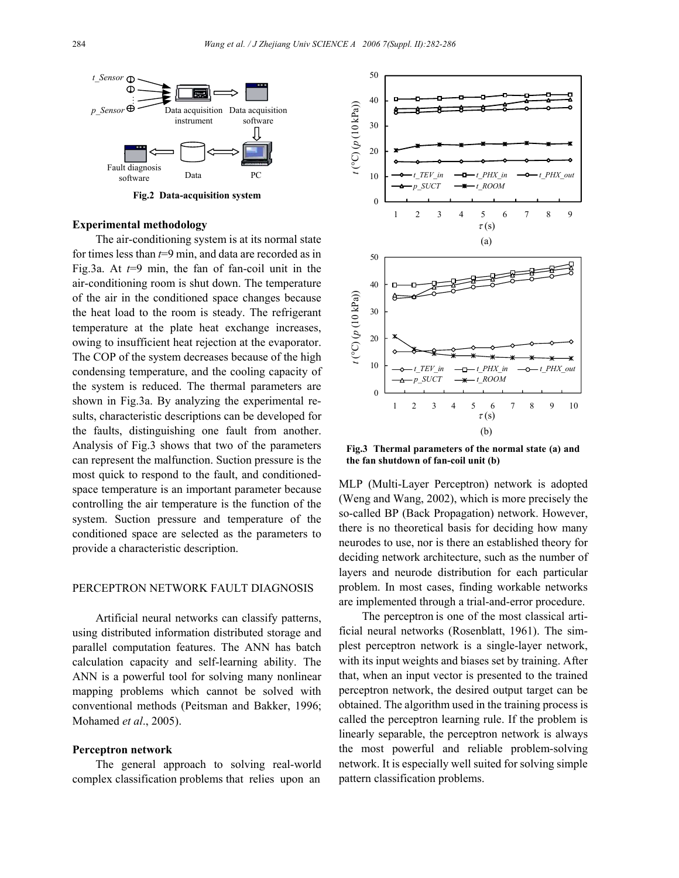Fig.2 Data-acquisition system

### Experimental methodology

The air-conditioning system is at its normal state for times less than $t$=9 min, and data are recorded as in Fig.3a. At $t$=9 min, the fan of fan-coil unit in the air-conditioning room is shut down. The temperature of the air in the conditioned space changes because the heat load to the room is steady. The refrigerant temperature at the plate heat exchange increases, owing to insufficient heat rejection at the evaporator. The COP of the system decreases because of the high condensing temperature, and the cooling capacity of the system is reduced. The thermal parameters are shown in Fig.3a. By analyzing the experimental results, characteristic descriptions can be developed for the faults, distinguishing one fault from another. Analysis of Fig.3 shows that two of the parameters can represent the malfunction. Suction pressure is the most quick to respond to the fault, and conditioned-space temperature is an important parameter because controlling the air temperature is the function of the system. Suction pressure and temperature of the conditioned space are selected as the parameters to provide a characteristic description.

## PERCEPTRON NETWORK FAULT DIAGNOSIS

Artificial neural networks can classify patterns, using distributed information distributed storage and parallel computation features. The ANN has batch calculation capacity and self-learning ability. The ANN is a powerful tool for solving many nonlinear mapping problems which cannot be solved with conventional methods (Peitsman and Bakker, 1996; Mohamed *et al*., 2005).

### Perceptron network

The general approach to solving real-world complex classification problems that relies upon an MLP (Multi-Layer Perceptron) network is adopted (Weng and Wang, 2002), which is more precisely the so-called BP (Back Propagation) network. However, there is no theoretical basis for deciding how many neurodes to use, nor is there an established theory for deciding network architecture, such as the number of layers and neurode distribution for each particular problem. In most cases, finding workable networks are implemented through a trial-and-error procedure.

Fig.3 Thermal parameters of the normal state (a) and the fan shutdown of fan-coil unit (b)

The perceptron is one of the most classical artificial neural networks (Rosenblatt, 1961). The simplest perceptron network is a single-layer network, with its input weights and biases set by training. After that, when an input vector is presented to the trained perceptron network, the desired output target can be obtained. The algorithm used in the training process is called the perceptron learning rule. If the problem is linearly separable, the perceptron network is always the most powerful and reliable problem-solving network. It is especially well suited for solving simple pattern classification problems.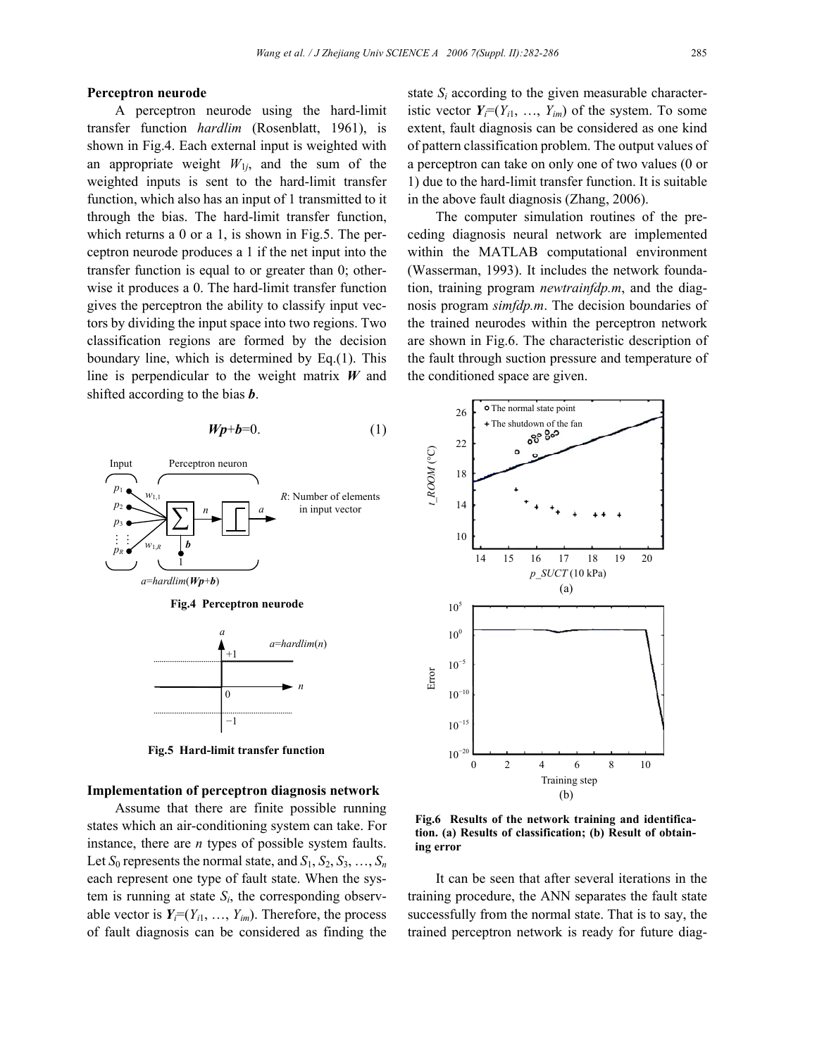**Perceptron neurode**

A perceptron neurode using the hard-limit transfer function *hardlim* (Rosenblatt, 1961), is shown in Fig.4. Each external input is weighted with an appropriate weight $W_{1j}$, and the sum of the weighted inputs is sent to the hard-limit transfer function, which also has an input of 1 transmitted to it through the bias. The hard-limit transfer function, which returns a 0 or a 1, is shown in Fig.5. The perceptron neurode produces a 1 if the net input into the transfer function is equal to or greater than 0; otherwise it produces a 0. The hard-limit transfer function gives the perceptron the ability to classify input vectors by dividing the input space into two regions. Two classification regions are formed by the decision boundary line, which is determined by Eq.(1). This line is perpendicular to the weight matrix $\boldsymbol{W}$ and shifted according to the bias $\boldsymbol{b}$.

$$\boldsymbol{Wp}+\boldsymbol{b}=0. \qquad (1)$$

Fig.4 Perceptron neurode

Fig.5 Hard-limit transfer function

**Implementation of perceptron diagnosis network**

Assume that there are finite possible running states which an air-conditioning system can take. For instance, there are $n$ types of possible system faults. Let $S_0$ represents the normal state, and $S_1, S_2, S_3, \ldots, S_n$ each represent one type of fault state. When the system is running at state $S_i$, the corresponding observable vector is $\boldsymbol{Y}_i=(Y_{i1}, \ldots, Y_{im})$. Therefore, the process of fault diagnosis can be considered as finding the state $S_i$ according to the given measurable characteristic vector $\boldsymbol{Y}_i=(Y_{i1}, \ldots, Y_{im})$ of the system. To some extent, fault diagnosis can be considered as one kind of pattern classification problem. The output values of a perceptron can take on only one of two values (0 or 1) due to the hard-limit transfer function. It is suitable in the above fault diagnosis (Zhang, 2006).

The computer simulation routines of the preceding diagnosis neural network are implemented within the MATLAB computational environment (Wasserman, 1993). It includes the network foundation, training program *newtrainfdp.m*, and the diagnosis program *simfdp.m*. The decision boundaries of the trained neurodes within the perceptron network are shown in Fig.6. The characteristic description of the fault through suction pressure and temperature of the conditioned space are given.

Fig.6 Results of the network training and identification. (a) Results of classification; (b) Result of obtaining error

It can be seen that after several iterations in the training procedure, the ANN separates the fault state successfully from the normal state. That is to say, the trained perceptron network is ready for future diag-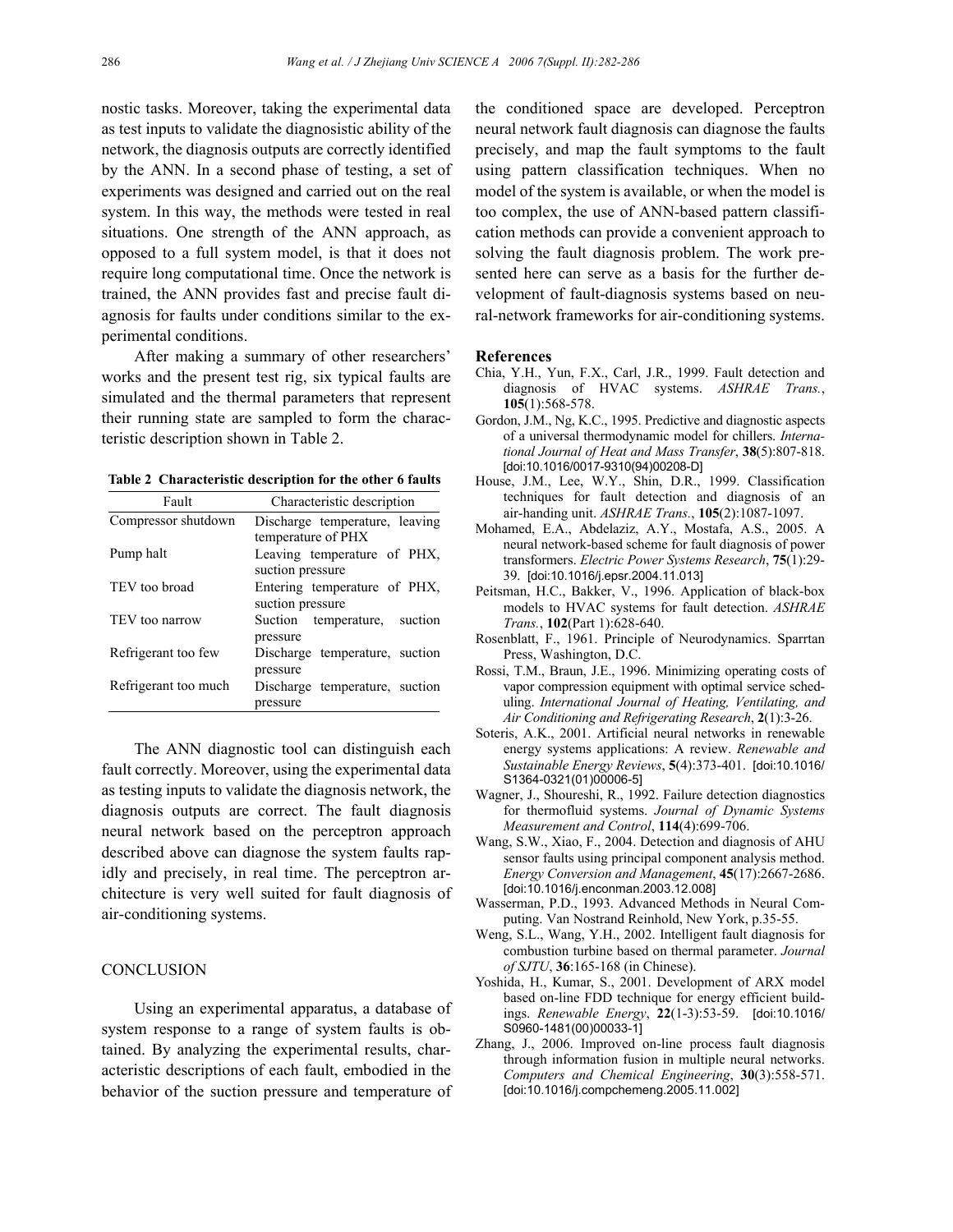nostic tasks. Moreover, taking the experimental data as test inputs to validate the diagnosistic ability of the network, the diagnosis outputs are correctly identified by the ANN. In a second phase of testing, a set of experiments was designed and carried out on the real system. In this way, the methods were tested in real situations. One strength of the ANN approach, as opposed to a full system model, is that it does not require long computational time. Once the network is trained, the ANN provides fast and precise fault diagnosis for faults under conditions similar to the experimental conditions.

After making a summary of other researchers' works and the present test rig, six typical faults are simulated and the thermal parameters that represent their running state are sampled to form the characteristic description shown in Table 2.

**Table 2 Characteristic description for the other 6 faults**

| Fault | Characteristic description |
|---|---|
| Compressor shutdown | Discharge temperature, leaving temperature of PHX |
| Pump halt | Leaving temperature of PHX, suction pressure |
| TEV too broad | Entering temperature of PHX, suction pressure |
| TEV too narrow | Suction temperature, suction pressure |
| Refrigerant too few | Discharge temperature, suction pressure |
| Refrigerant too much | Discharge temperature, suction pressure |

The ANN diagnostic tool can distinguish each fault correctly. Moreover, using the experimental data as testing inputs to validate the diagnosis network, the diagnosis outputs are correct. The fault diagnosis neural network based on the perceptron approach described above can diagnose the system faults rapidly and precisely, in real time. The perceptron architecture is very well suited for fault diagnosis of air-conditioning systems.

## CONCLUSION

Using an experimental apparatus, a database of system response to a range of system faults is obtained. By analyzing the experimental results, characteristic descriptions of each fault, embodied in the behavior of the suction pressure and temperature of the conditioned space are developed. Perceptron neural network fault diagnosis can diagnose the faults precisely, and map the fault symptoms to the fault using pattern classification techniques. When no model of the system is available, or when the model is too complex, the use of ANN-based pattern classification methods can provide a convenient approach to solving the fault diagnosis problem. The work presented here can serve as a basis for the further development of fault-diagnosis systems based on neural-network frameworks for air-conditioning systems.

## References

Chia, Y.H., Yun, F.X., Carl, J.R., 1999. Fault detection and diagnosis of HVAC systems. *ASHRAE Trans.*, **105**(1):568-578.

Gordon, J.M., Ng, K.C., 1995. Predictive and diagnostic aspects of a universal thermodynamic model for chillers. *International Journal of Heat and Mass Transfer*, **38**(5):807-818. [doi:10.1016/0017-9310(94)00208-D]

House, J.M., Lee, W.Y., Shin, D.R., 1999. Classification techniques for fault detection and diagnosis of an air-handing unit. *ASHRAE Trans.*, **105**(2):1087-1097.

Mohamed, E.A., Abdelaziz, A.Y., Mostafa, A.S., 2005. A neural network-based scheme for fault diagnosis of power transformers. *Electric Power Systems Research*, **75**(1):29-39. [doi:10.1016/j.epsr.2004.11.013]

Peitsman, H.C., Bakker, V., 1996. Application of black-box models to HVAC systems for fault detection. *ASHRAE Trans.*, **102**(Part 1):628-640.

Rosenblatt, F., 1961. Principle of Neurodynamics. Sparrtan Press, Washington, D.C.

Rossi, T.M., Braun, J.E., 1996. Minimizing operating costs of vapor compression equipment with optimal service scheduling. *International Journal of Heating, Ventilating, and Air Conditioning and Refrigerating Research*, **2**(1):3-26.

Soteris, A.K., 2001. Artificial neural networks in renewable energy systems applications: A review. *Renewable and Sustainable Energy Reviews*, **5**(4):373-401. [doi:10.1016/S1364-0321(01)00006-5]

Wagner, J., Shoureshi, R., 1992. Failure detection diagnostics for thermofluid systems. *Journal of Dynamic Systems Measurement and Control*, **114**(4):699-706.

Wang, S.W., Xiao, F., 2004. Detection and diagnosis of AHU sensor faults using principal component analysis method. *Energy Conversion and Management*, **45**(17):2667-2686. [doi:10.1016/j.enconman.2003.12.008]

Wasserman, P.D., 1993. Advanced Methods in Neural Computing. Van Nostrand Reinhold, New York, p.35-55.

Weng, S.L., Wang, Y.H., 2002. Intelligent fault diagnosis for combustion turbine based on thermal parameter. *Journal of SJTU*, **36**:165-168 (in Chinese).

Yoshida, H., Kumar, S., 2001. Development of ARX model based on-line FDD technique for energy efficient buildings. *Renewable Energy*, **22**(1-3):53-59. [doi:10.1016/S0960-1481(00)00033-1]

Zhang, J., 2006. Improved on-line process fault diagnosis through information fusion in multiple neural networks. *Computers and Chemical Engineering*, **30**(3):558-571. [doi:10.1016/j.compchemeng.2005.11.002]